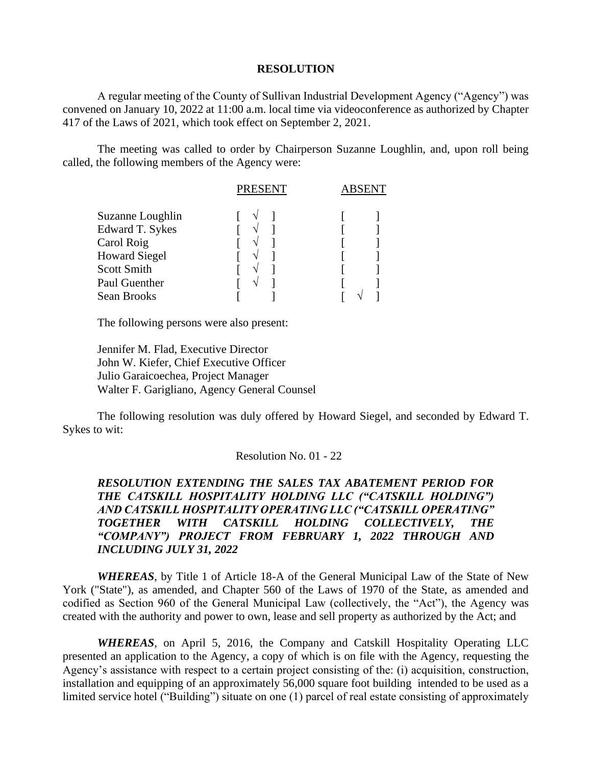**RESOLUTION**

A regular meeting of the County of Sullivan Industrial Development Agency ("Agency") was convened on January 10, 2022 at 11:00 a.m. local time via videoconference as authorized by Chapter 417 of the Laws of 2021, which took effect on September 2, 2021.

The meeting was called to order by Chairperson Suzanne Loughlin, and, upon roll being called, the following members of the Agency were:

| | PRESENT | ABSENT |
|---|---|---|
| Suzanne Loughlin | [ √ ] | [ ] |
| Edward T. Sykes | [ √ ] | [ ] |
| Carol Roig | [ √ ] | [ ] |
| Howard Siegel | [ √ ] | [ ] |
| Scott Smith | [ √ ] | [ ] |
| Paul Guenther | [ √ ] | [ ] |
| Sean Brooks | [ ] | [ √ ] |

The following persons were also present:

Jennifer M. Flad, Executive Director
John W. Kiefer, Chief Executive Officer
Julio Garaicoechea, Project Manager
Walter F. Garigliano, Agency General Counsel

The following resolution was duly offered by Howard Siegel, and seconded by Edward T. Sykes to wit:

Resolution No. 01 - 22

***RESOLUTION EXTENDING THE SALES TAX ABATEMENT PERIOD FOR THE CATSKILL HOSPITALITY HOLDING LLC ("CATSKILL HOLDING") AND CATSKILL HOSPITALITY OPERATING LLC ("CATSKILL OPERATING" TOGETHER WITH CATSKILL HOLDING COLLECTIVELY, THE "COMPANY") PROJECT FROM FEBRUARY 1, 2022 THROUGH AND INCLUDING JULY 31, 2022***

***WHEREAS***, by Title 1 of Article 18-A of the General Municipal Law of the State of New York ("State"), as amended, and Chapter 560 of the Laws of 1970 of the State, as amended and codified as Section 960 of the General Municipal Law (collectively, the "Act"), the Agency was created with the authority and power to own, lease and sell property as authorized by the Act; and

***WHEREAS***, on April 5, 2016, the Company and Catskill Hospitality Operating LLC presented an application to the Agency, a copy of which is on file with the Agency, requesting the Agency's assistance with respect to a certain project consisting of the: (i) acquisition, construction, installation and equipping of an approximately 56,000 square foot building intended to be used as a limited service hotel ("Building") situate on one (1) parcel of real estate consisting of approximately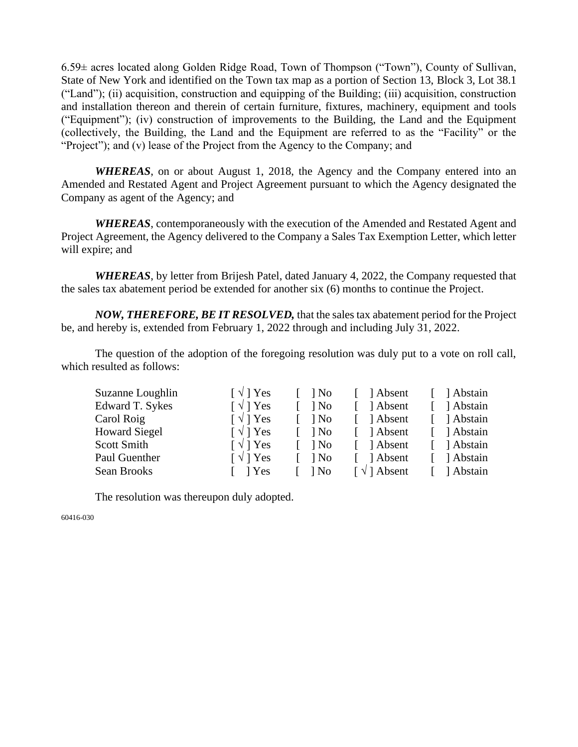6.59± acres located along Golden Ridge Road, Town of Thompson ("Town"), County of Sullivan, State of New York and identified on the Town tax map as a portion of Section 13, Block 3, Lot 38.1 ("Land"); (ii) acquisition, construction and equipping of the Building; (iii) acquisition, construction and installation thereon and therein of certain furniture, fixtures, machinery, equipment and tools ("Equipment"); (iv) construction of improvements to the Building, the Land and the Equipment (collectively, the Building, the Land and the Equipment are referred to as the "Facility" or the "Project"); and (v) lease of the Project from the Agency to the Company; and

***WHEREAS***, on or about August 1, 2018, the Agency and the Company entered into an Amended and Restated Agent and Project Agreement pursuant to which the Agency designated the Company as agent of the Agency; and

***WHEREAS***, contemporaneously with the execution of the Amended and Restated Agent and Project Agreement, the Agency delivered to the Company a Sales Tax Exemption Letter, which letter will expire; and

***WHEREAS***, by letter from Brijesh Patel, dated January 4, 2022, the Company requested that the sales tax abatement period be extended for another six (6) months to continue the Project.

***NOW, THEREFORE, BE IT RESOLVED,*** that the sales tax abatement period for the Project be, and hereby is, extended from February 1, 2022 through and including July 31, 2022.

The question of the adoption of the foregoing resolution was duly put to a vote on roll call, which resulted as follows:

| | | | | |
|---|---|---|---|---|
| Suzanne Loughlin | [ √ ] Yes | [ ] No | [ ] Absent | [ ] Abstain |
| Edward T. Sykes | [ √ ] Yes | [ ] No | [ ] Absent | [ ] Abstain |
| Carol Roig | [ √ ] Yes | [ ] No | [ ] Absent | [ ] Abstain |
| Howard Siegel | [ √ ] Yes | [ ] No | [ ] Absent | [ ] Abstain |
| Scott Smith | [ √ ] Yes | [ ] No | [ ] Absent | [ ] Abstain |
| Paul Guenther | [ √ ] Yes | [ ] No | [ ] Absent | [ ] Abstain |
| Sean Brooks | [ ] Yes | [ ] No | [ √ ] Absent | [ ] Abstain |

The resolution was thereupon duly adopted.

60416-030